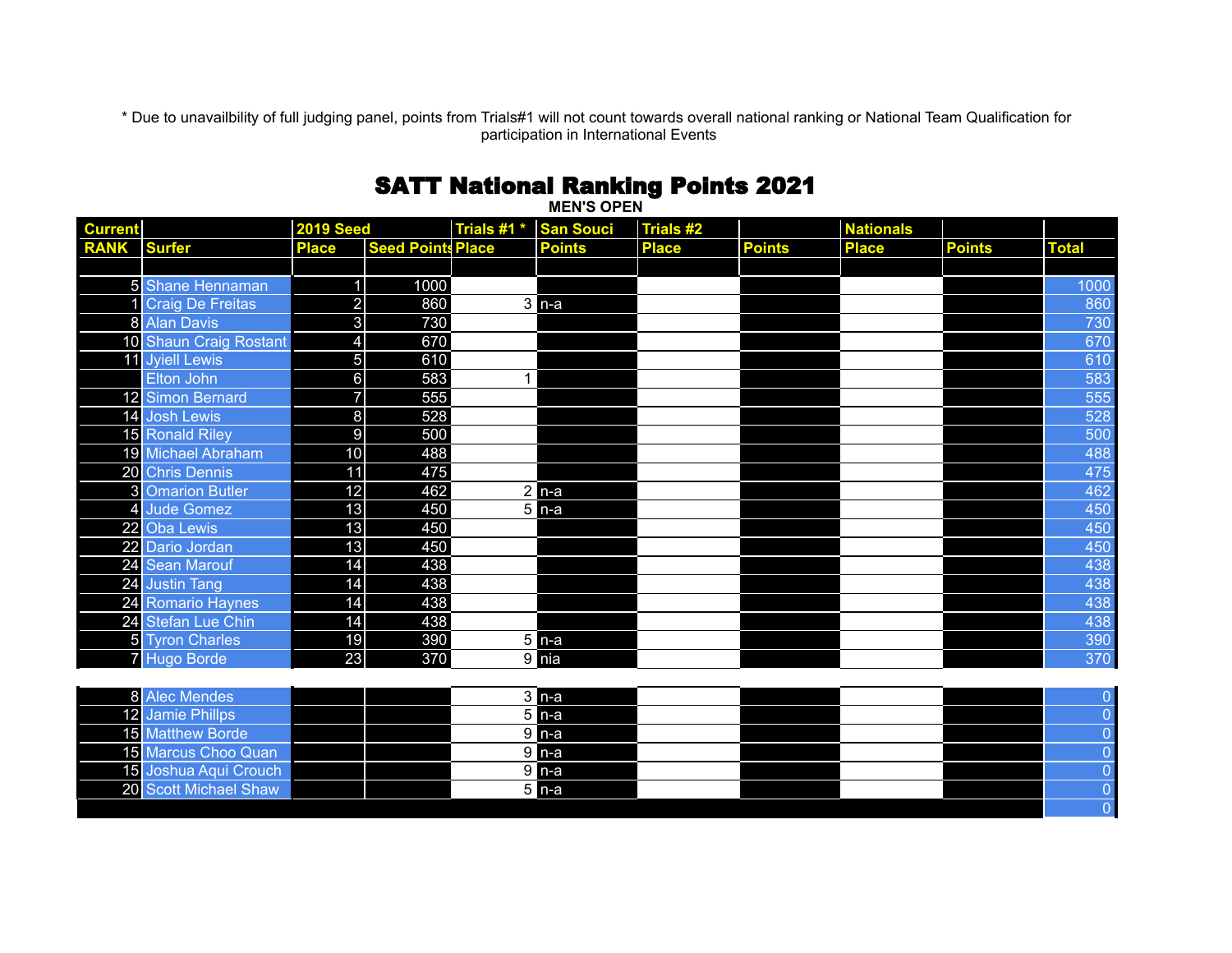\* Due to unavailbility of full judging panel, points from Trials#1 will not count towards overall national ranking or National Team Qualification for participation in International Events

# SATT National Ranking Points 2021

**MEN'S OPEN**

| Current | | 2019 Seed | | Trials #1 * | San Souci | Trials #2 | | Nationals | | |
|---|---|---|---|---|---|---|---|---|---|---|
| RANK | Surfer | Place | Seed Points | Place | Points | Place | Points | Place | Points | Total |
| 5 | Shane Hennaman | 1 | 1000 | | | | | | | 1000 |
| 1 | Craig De Freitas | 2 | 860 | 3 | n-a | | | | | 860 |
| 8 | Alan Davis | 3 | 730 | | | | | | | 730 |
| 10 | Shaun Craig Rostant | 4 | 670 | | | | | | | 670 |
| 11 | Jyiell Lewis | 5 | 610 | | | | | | | 610 |
| | Elton John | 6 | 583 | 1 | | | | | | 583 |
| 12 | Simon Bernard | 7 | 555 | | | | | | | 555 |
| 14 | Josh Lewis | 8 | 528 | | | | | | | 528 |
| 15 | Ronald Riley | 9 | 500 | | | | | | | 500 |
| 19 | Michael Abraham | 10 | 488 | | | | | | | 488 |
| 20 | Chris Dennis | 11 | 475 | | | | | | | 475 |
| 3 | Omarion Butler | 12 | 462 | 2 | n-a | | | | | 462 |
| 4 | Jude Gomez | 13 | 450 | 5 | n-a | | | | | 450 |
| 22 | Oba Lewis | 13 | 450 | | | | | | | 450 |
| 22 | Dario Jordan | 13 | 450 | | | | | | | 450 |
| 24 | Sean Marouf | 14 | 438 | | | | | | | 438 |
| 24 | Justin Tang | 14 | 438 | | | | | | | 438 |
| 24 | Romario Haynes | 14 | 438 | | | | | | | 438 |
| 24 | Stefan Lue Chin | 14 | 438 | | | | | | | 438 |
| 5 | Tyron Charles | 19 | 390 | 5 | n-a | | | | | 390 |
| 7 | Hugo Borde | 23 | 370 | 9 | nia | | | | | 370 |
| | | | | | | | | | | |
| 8 | Alec Mendes | | | 3 | n-a | | | | | 0 |
| 12 | Jamie Phillps | | | 5 | n-a | | | | | 0 |
| 15 | Matthew Borde | | | 9 | n-a | | | | | 0 |
| 15 | Marcus Choo Quan | | | 9 | n-a | | | | | 0 |
| 15 | Joshua Aqui Crouch | | | 9 | n-a | | | | | 0 |
| 20 | Scott Michael Shaw | | | 5 | n-a | | | | | 0 |
| | | | | | | | | | | 0 |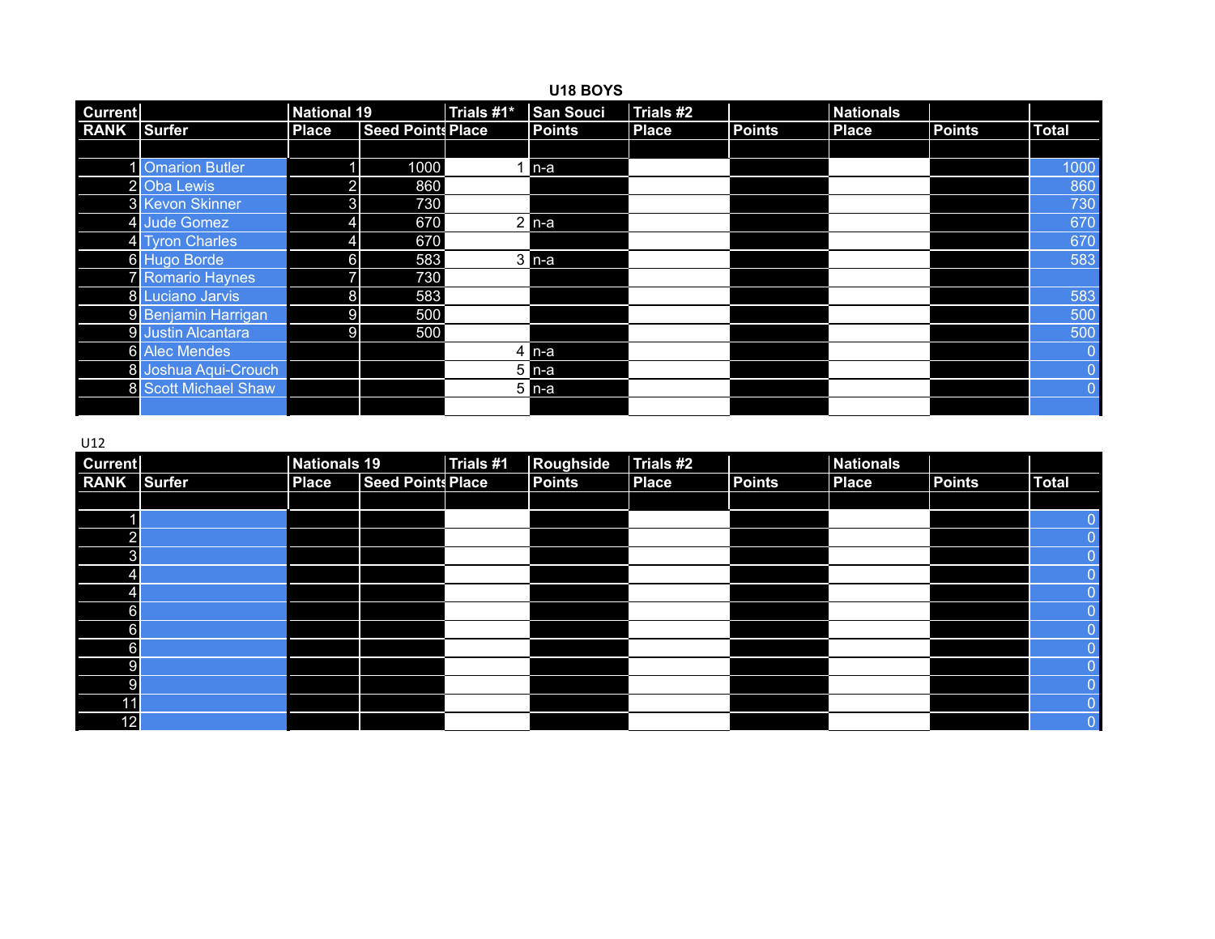**U18 BOYS**

| Current | | National 19 | | Trials #1* | San Souci | Trials #2 | | Nationals | | |
|---|---|---|---|---|---|---|---|---|---|---|
| RANK | Surfer | Place | Seed Points | Place | Points | Place | Points | Place | Points | Total |
| 1 | Omarion Butler | 1 | 1000 | 1 | n-a | | | | | 1000 |
| 2 | Oba Lewis | 2 | 860 | | | | | | | 860 |
| 3 | Kevon Skinner | 3 | 730 | | | | | | | 730 |
| 4 | Jude Gomez | 4 | 670 | 2 | n-a | | | | | 670 |
| 4 | Tyron Charles | 4 | 670 | | | | | | | 670 |
| 6 | Hugo Borde | 6 | 583 | 3 | n-a | | | | | 583 |
| 7 | Romario Haynes | 7 | 730 | | | | | | | |
| 8 | Luciano Jarvis | 8 | 583 | | | | | | | 583 |
| 9 | Benjamin Harrigan | 9 | 500 | | | | | | | 500 |
| 9 | Justin Alcantara | 9 | 500 | | | | | | | 500 |
| 6 | Alec Mendes | | | 4 | n-a | | | | | 0 |
| 8 | Joshua Aqui-Crouch | | | 5 | n-a | | | | | 0 |
| 8 | Scott Michael Shaw | | | 5 | n-a | | | | | 0 |

U12

| Current | | Nationals 19 | | Trials #1 | Roughside | Trials #2 | | Nationals | | |
|---|---|---|---|---|---|---|---|---|---|---|
| RANK | Surfer | Place | Seed Points | Place | Points | Place | Points | Place | Points | Total |
| 1 | | | | | | | | | | 0 |
| 2 | | | | | | | | | | 0 |
| 3 | | | | | | | | | | 0 |
| 4 | | | | | | | | | | 0 |
| 4 | | | | | | | | | | 0 |
| 6 | | | | | | | | | | 0 |
| 6 | | | | | | | | | | 0 |
| 6 | | | | | | | | | | 0 |
| 9 | | | | | | | | | | 0 |
| 9 | | | | | | | | | | 0 |
| 11 | | | | | | | | | | 0 |
| 12 | | | | | | | | | | 0 |